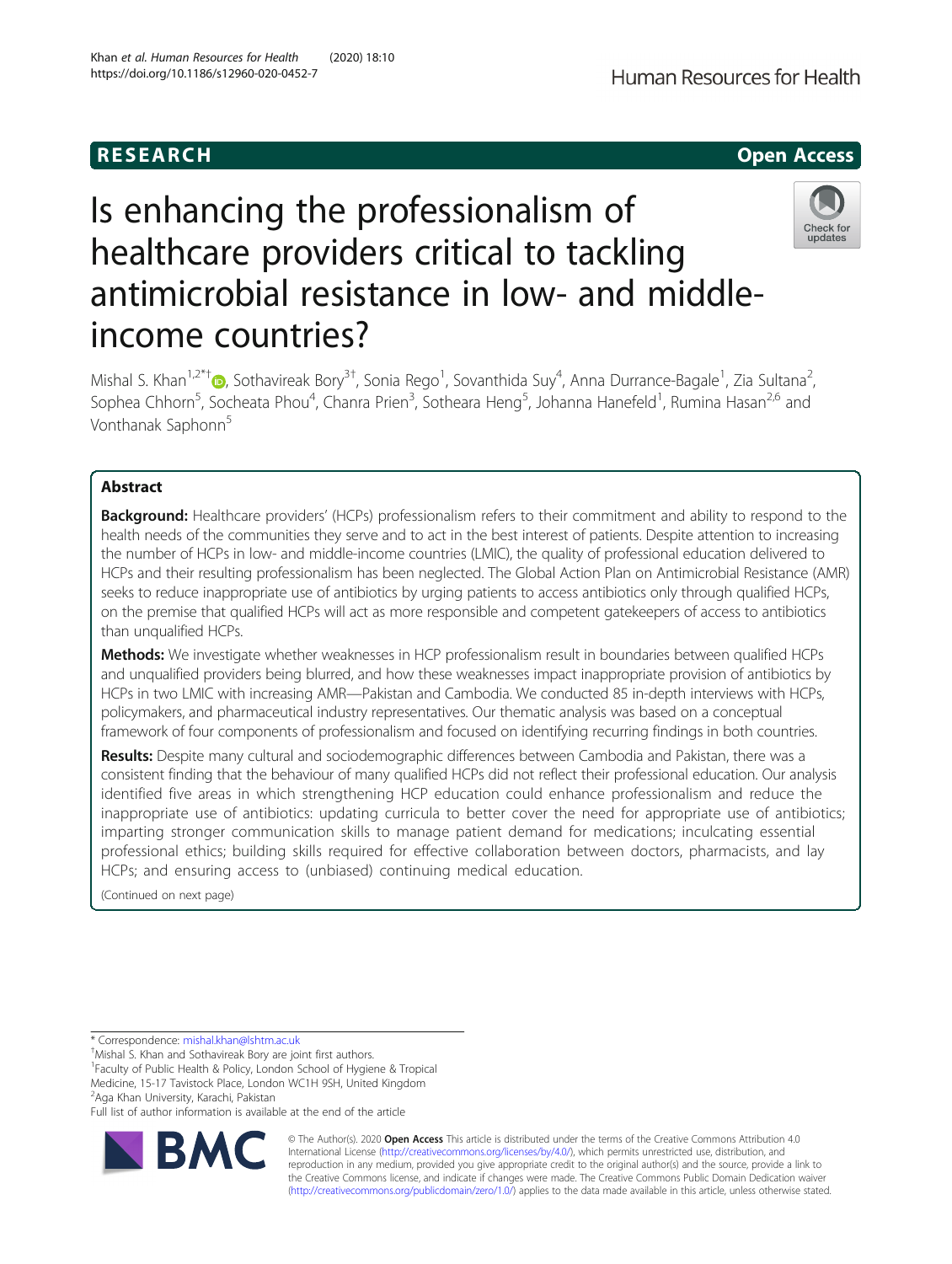RESEARCH

Open Access

# Is enhancing the professionalism of healthcare providers critical to tackling antimicrobial resistance in low- and middle-income countries?

Mishal S. Khan[1,2*†], Sothavireak Bory[3†], Sonia Rego[1], Sovanthida Suy[4], Anna Durrance-Bagale[1], Zia Sultana[2], Sophea Chhorn[5], Socheata Phou[4], Chanra Prien[3], Sotheara Heng[5], Johanna Hanefeld[1], Rumina Hasan[2,6] and Vonthanak Saphonn[5]

## Abstract

**Background:** Healthcare providers' (HCPs) professionalism refers to their commitment and ability to respond to the health needs of the communities they serve and to act in the best interest of patients. Despite attention to increasing the number of HCPs in low- and middle-income countries (LMIC), the quality of professional education delivered to HCPs and their resulting professionalism has been neglected. The Global Action Plan on Antimicrobial Resistance (AMR) seeks to reduce inappropriate use of antibiotics by urging patients to access antibiotics only through qualified HCPs, on the premise that qualified HCPs will act as more responsible and competent gatekeepers of access to antibiotics than unqualified HCPs.

**Methods:** We investigate whether weaknesses in HCP professionalism result in boundaries between qualified HCPs and unqualified providers being blurred, and how these weaknesses impact inappropriate provision of antibiotics by HCPs in two LMIC with increasing AMR—Pakistan and Cambodia. We conducted 85 in-depth interviews with HCPs, policymakers, and pharmaceutical industry representatives. Our thematic analysis was based on a conceptual framework of four components of professionalism and focused on identifying recurring findings in both countries.

**Results:** Despite many cultural and sociodemographic differences between Cambodia and Pakistan, there was a consistent finding that the behaviour of many qualified HCPs did not reflect their professional education. Our analysis identified five areas in which strengthening HCP education could enhance professionalism and reduce the inappropriate use of antibiotics: updating curricula to better cover the need for appropriate use of antibiotics; imparting stronger communication skills to manage patient demand for medications; inculcating essential professional ethics; building skills required for effective collaboration between doctors, pharmacists, and lay HCPs; and ensuring access to (unbiased) continuing medical education.

(Continued on next page)

* Correspondence: mishal.khan@lshtm.ac.uk

†Mishal S. Khan and Sothavireak Bory are joint first authors.

[1]Faculty of Public Health & Policy, London School of Hygiene & Tropical Medicine, 15-17 Tavistock Place, London WC1H 9SH, United Kingdom

[2]Aga Khan University, Karachi, Pakistan

Full list of author information is available at the end of the article

© The Author(s). 2020 **Open Access** This article is distributed under the terms of the Creative Commons Attribution 4.0 International License (http://creativecommons.org/licenses/by/4.0/), which permits unrestricted use, distribution, and reproduction in any medium, provided you give appropriate credit to the original author(s) and the source, provide a link to the Creative Commons license, and indicate if changes were made. The Creative Commons Public Domain Dedication waiver (http://creativecommons.org/publicdomain/zero/1.0/) applies to the data made available in this article, unless otherwise stated.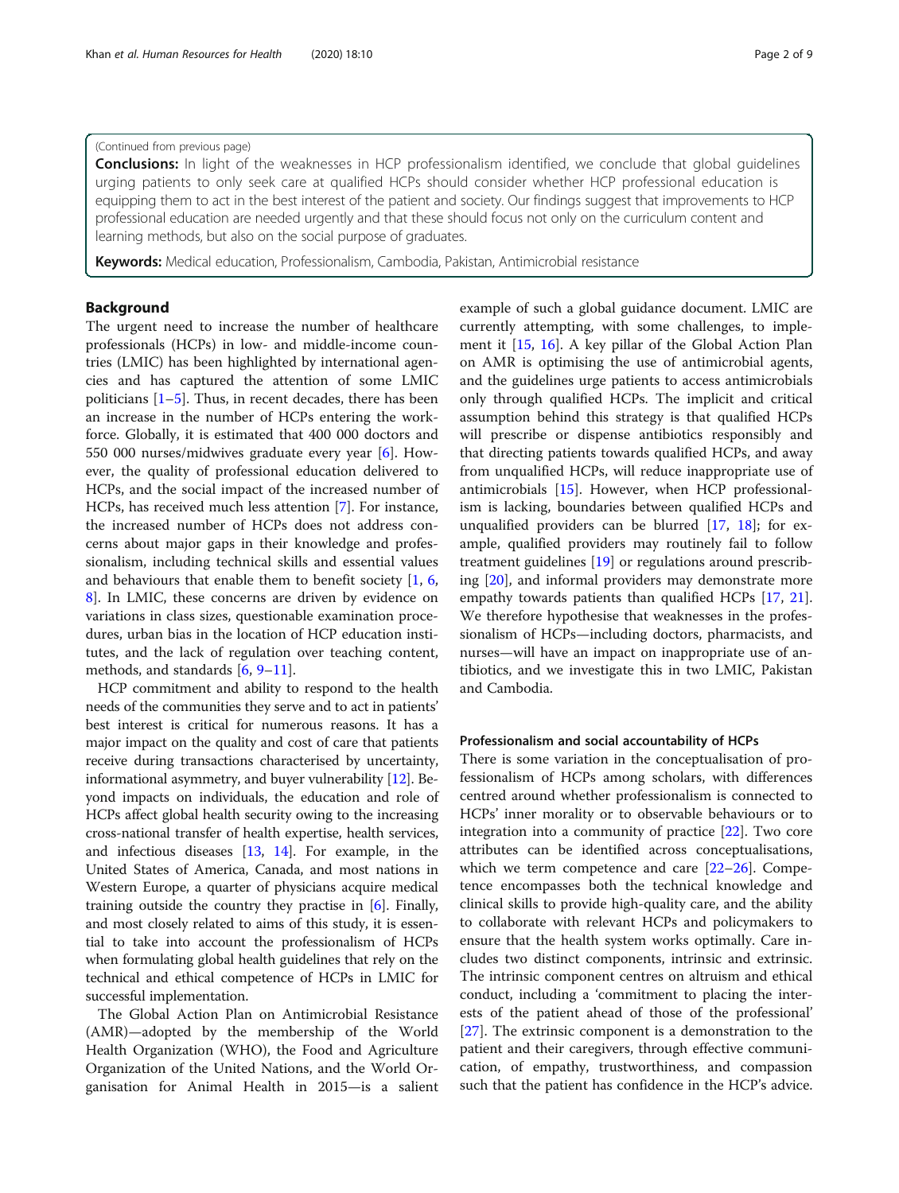(Continued from previous page)

**Conclusions:** In light of the weaknesses in HCP professionalism identified, we conclude that global guidelines urging patients to only seek care at qualified HCPs should consider whether HCP professional education is equipping them to act in the best interest of the patient and society. Our findings suggest that improvements to HCP professional education are needed urgently and that these should focus not only on the curriculum content and learning methods, but also on the social purpose of graduates.

**Keywords:** Medical education, Professionalism, Cambodia, Pakistan, Antimicrobial resistance

## Background

The urgent need to increase the number of healthcare professionals (HCPs) in low- and middle-income countries (LMIC) has been highlighted by international agencies and has captured the attention of some LMIC politicians [1–5]. Thus, in recent decades, there has been an increase in the number of HCPs entering the workforce. Globally, it is estimated that 400 000 doctors and 550 000 nurses/midwives graduate every year [6]. However, the quality of professional education delivered to HCPs, and the social impact of the increased number of HCPs, has received much less attention [7]. For instance, the increased number of HCPs does not address concerns about major gaps in their knowledge and professionalism, including technical skills and essential values and behaviours that enable them to benefit society [1, 6, 8]. In LMIC, these concerns are driven by evidence on variations in class sizes, questionable examination procedures, urban bias in the location of HCP education institutes, and the lack of regulation over teaching content, methods, and standards [6, 9–11].

HCP commitment and ability to respond to the health needs of the communities they serve and to act in patients' best interest is critical for numerous reasons. It has a major impact on the quality and cost of care that patients receive during transactions characterised by uncertainty, informational asymmetry, and buyer vulnerability [12]. Beyond impacts on individuals, the education and role of HCPs affect global health security owing to the increasing cross-national transfer of health expertise, health services, and infectious diseases [13, 14]. For example, in the United States of America, Canada, and most nations in Western Europe, a quarter of physicians acquire medical training outside the country they practise in [6]. Finally, and most closely related to aims of this study, it is essential to take into account the professionalism of HCPs when formulating global health guidelines that rely on the technical and ethical competence of HCPs in LMIC for successful implementation.

The Global Action Plan on Antimicrobial Resistance (AMR)—adopted by the membership of the World Health Organization (WHO), the Food and Agriculture Organization of the United Nations, and the World Organisation for Animal Health in 2015—is a salient example of such a global guidance document. LMIC are currently attempting, with some challenges, to implement it [15, 16]. A key pillar of the Global Action Plan on AMR is optimising the use of antimicrobial agents, and the guidelines urge patients to access antimicrobials only through qualified HCPs. The implicit and critical assumption behind this strategy is that qualified HCPs will prescribe or dispense antibiotics responsibly and that directing patients towards qualified HCPs, and away from unqualified HCPs, will reduce inappropriate use of antimicrobials [15]. However, when HCP professionalism is lacking, boundaries between qualified HCPs and unqualified providers can be blurred [17, 18]; for example, qualified providers may routinely fail to follow treatment guidelines [19] or regulations around prescribing [20], and informal providers may demonstrate more empathy towards patients than qualified HCPs [17, 21]. We therefore hypothesise that weaknesses in the professionalism of HCPs—including doctors, pharmacists, and nurses—will have an impact on inappropriate use of antibiotics, and we investigate this in two LMIC, Pakistan and Cambodia.

### Professionalism and social accountability of HCPs

There is some variation in the conceptualisation of professionalism of HCPs among scholars, with differences centred around whether professionalism is connected to HCPs' inner morality or to observable behaviours or to integration into a community of practice [22]. Two core attributes can be identified across conceptualisations, which we term competence and care [22–26]. Competence encompasses both the technical knowledge and clinical skills to provide high-quality care, and the ability to collaborate with relevant HCPs and policymakers to ensure that the health system works optimally. Care includes two distinct components, intrinsic and extrinsic. The intrinsic component centres on altruism and ethical conduct, including a 'commitment to placing the interests of the patient ahead of those of the professional' [27]. The extrinsic component is a demonstration to the patient and their caregivers, through effective communication, of empathy, trustworthiness, and compassion such that the patient has confidence in the HCP's advice.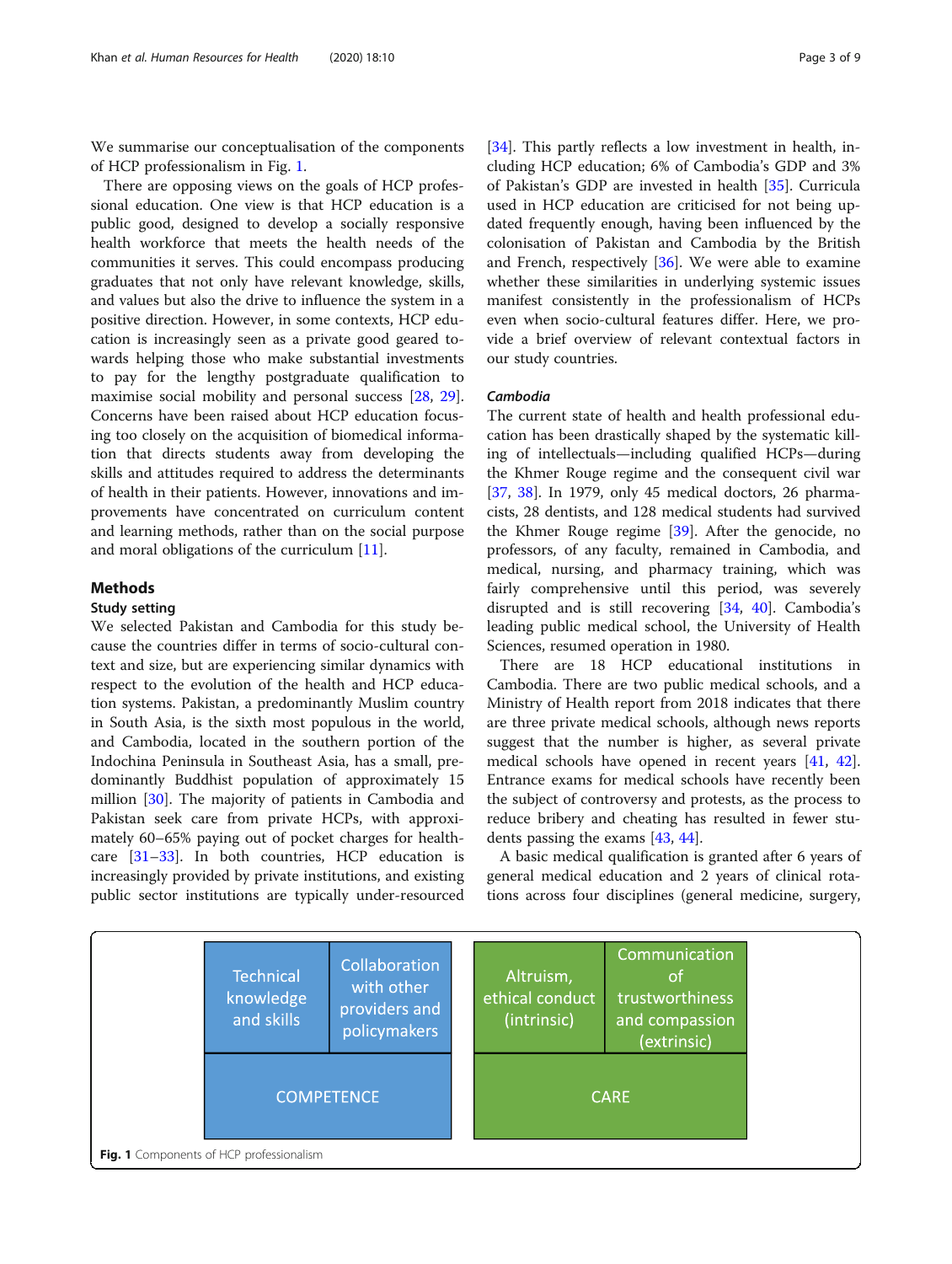We summarise our conceptualisation of the components of HCP professionalism in Fig. 1.

There are opposing views on the goals of HCP professional education. One view is that HCP education is a public good, designed to develop a socially responsive health workforce that meets the health needs of the communities it serves. This could encompass producing graduates that not only have relevant knowledge, skills, and values but also the drive to influence the system in a positive direction. However, in some contexts, HCP education is increasingly seen as a private good geared towards helping those who make substantial investments to pay for the lengthy postgraduate qualification to maximise social mobility and personal success [28, 29]. Concerns have been raised about HCP education focusing too closely on the acquisition of biomedical information that directs students away from developing the skills and attitudes required to address the determinants of health in their patients. However, innovations and improvements have concentrated on curriculum content and learning methods, rather than on the social purpose and moral obligations of the curriculum [11].

## Methods

### Study setting

We selected Pakistan and Cambodia for this study because the countries differ in terms of socio-cultural context and size, but are experiencing similar dynamics with respect to the evolution of the health and HCP education systems. Pakistan, a predominantly Muslim country in South Asia, is the sixth most populous in the world, and Cambodia, located in the southern portion of the Indochina Peninsula in Southeast Asia, has a small, predominantly Buddhist population of approximately 15 million [30]. The majority of patients in Cambodia and Pakistan seek care from private HCPs, with approximately 60–65% paying out of pocket charges for healthcare [31–33]. In both countries, HCP education is increasingly provided by private institutions, and existing public sector institutions are typically under-resourced [34]. This partly reflects a low investment in health, including HCP education; 6% of Cambodia's GDP and 3% of Pakistan's GDP are invested in health [35]. Curricula used in HCP education are criticised for not being updated frequently enough, having been influenced by the colonisation of Pakistan and Cambodia by the British and French, respectively [36]. We were able to examine whether these similarities in underlying systemic issues manifest consistently in the professionalism of HCPs even when socio-cultural features differ. Here, we provide a brief overview of relevant contextual factors in our study countries.

### *Cambodia*

The current state of health and health professional education has been drastically shaped by the systematic killing of intellectuals—including qualified HCPs—during the Khmer Rouge regime and the consequent civil war [37, 38]. In 1979, only 45 medical doctors, 26 pharmacists, 28 dentists, and 128 medical students had survived the Khmer Rouge regime [39]. After the genocide, no professors, of any faculty, remained in Cambodia, and medical, nursing, and pharmacy training, which was fairly comprehensive until this period, was severely disrupted and is still recovering [34, 40]. Cambodia's leading public medical school, the University of Health Sciences, resumed operation in 1980.

There are 18 HCP educational institutions in Cambodia. There are two public medical schools, and a Ministry of Health report from 2018 indicates that there are three private medical schools, although news reports suggest that the number is higher, as several private medical schools have opened in recent years [41, 42]. Entrance exams for medical schools have recently been the subject of controversy and protests, as the process to reduce bribery and cheating has resulted in fewer students passing the exams [43, 44].

A basic medical qualification is granted after 6 years of general medical education and 2 years of clinical rotations across four disciplines (general medicine, surgery,

| Technical knowledge and skills | Collaboration with other providers and policymakers | Altruism, ethical conduct (intrinsic) | Communication of trustworthiness and compassion (extrinsic) |
|---|---|---|---|
| COMPETENCE | | CARE | |

**Fig. 1** Components of HCP professionalism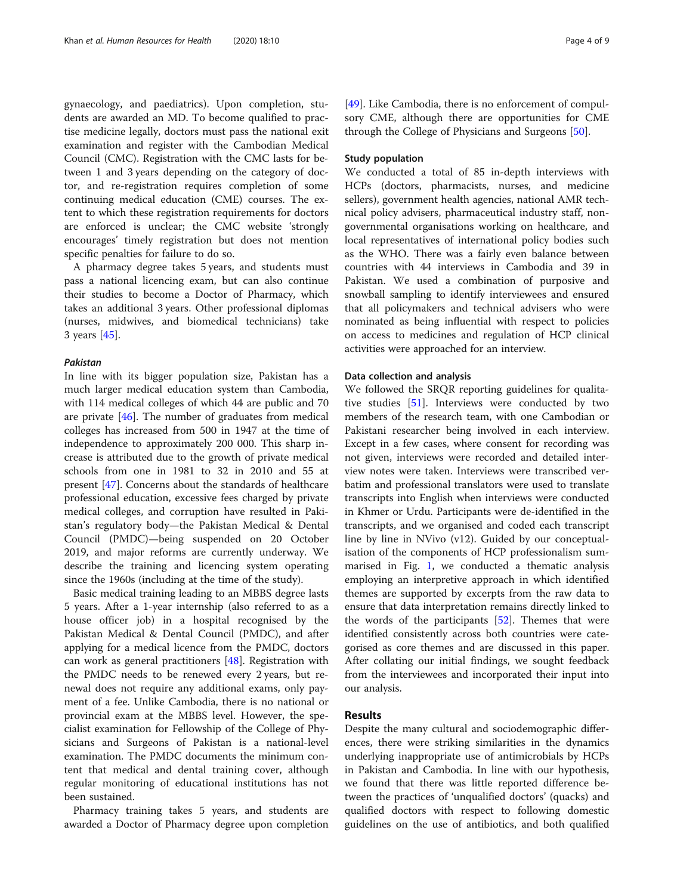gynaecology, and paediatrics). Upon completion, students are awarded an MD. To become qualified to practise medicine legally, doctors must pass the national exit examination and register with the Cambodian Medical Council (CMC). Registration with the CMC lasts for between 1 and 3 years depending on the category of doctor, and re-registration requires completion of some continuing medical education (CME) courses. The extent to which these registration requirements for doctors are enforced is unclear; the CMC website 'strongly encourages' timely registration but does not mention specific penalties for failure to do so.

A pharmacy degree takes 5 years, and students must pass a national licencing exam, but can also continue their studies to become a Doctor of Pharmacy, which takes an additional 3 years. Other professional diplomas (nurses, midwives, and biomedical technicians) take 3 years [45].

#### *Pakistan*

In line with its bigger population size, Pakistan has a much larger medical education system than Cambodia, with 114 medical colleges of which 44 are public and 70 are private [46]. The number of graduates from medical colleges has increased from 500 in 1947 at the time of independence to approximately 200 000. This sharp increase is attributed due to the growth of private medical schools from one in 1981 to 32 in 2010 and 55 at present [47]. Concerns about the standards of healthcare professional education, excessive fees charged by private medical colleges, and corruption have resulted in Pakistan's regulatory body—the Pakistan Medical & Dental Council (PMDC)—being suspended on 20 October 2019, and major reforms are currently underway. We describe the training and licencing system operating since the 1960s (including at the time of the study).

Basic medical training leading to an MBBS degree lasts 5 years. After a 1-year internship (also referred to as a house officer job) in a hospital recognised by the Pakistan Medical & Dental Council (PMDC), and after applying for a medical licence from the PMDC, doctors can work as general practitioners [48]. Registration with the PMDC needs to be renewed every 2 years, but renewal does not require any additional exams, only payment of a fee. Unlike Cambodia, there is no national or provincial exam at the MBBS level. However, the specialist examination for Fellowship of the College of Physicians and Surgeons of Pakistan is a national-level examination. The PMDC documents the minimum content that medical and dental training cover, although regular monitoring of educational institutions has not been sustained.

Pharmacy training takes 5 years, and students are awarded a Doctor of Pharmacy degree upon completion [49]. Like Cambodia, there is no enforcement of compulsory CME, although there are opportunities for CME through the College of Physicians and Surgeons [50].

### Study population

We conducted a total of 85 in-depth interviews with HCPs (doctors, pharmacists, nurses, and medicine sellers), government health agencies, national AMR technical policy advisers, pharmaceutical industry staff, non-governmental organisations working on healthcare, and local representatives of international policy bodies such as the WHO. There was a fairly even balance between countries with 44 interviews in Cambodia and 39 in Pakistan. We used a combination of purposive and snowball sampling to identify interviewees and ensured that all policymakers and technical advisers who were nominated as being influential with respect to policies on access to medicines and regulation of HCP clinical activities were approached for an interview.

### Data collection and analysis

We followed the SRQR reporting guidelines for qualitative studies [51]. Interviews were conducted by two members of the research team, with one Cambodian or Pakistani researcher being involved in each interview. Except in a few cases, where consent for recording was not given, interviews were recorded and detailed interview notes were taken. Interviews were transcribed verbatim and professional translators were used to translate transcripts into English when interviews were conducted in Khmer or Urdu. Participants were de-identified in the transcripts, and we organised and coded each transcript line by line in NVivo (v12). Guided by our conceptualisation of the components of HCP professionalism summarised in Fig. 1, we conducted a thematic analysis employing an interpretive approach in which identified themes are supported by excerpts from the raw data to ensure that data interpretation remains directly linked to the words of the participants [52]. Themes that were identified consistently across both countries were categorised as core themes and are discussed in this paper. After collating our initial findings, we sought feedback from the interviewees and incorporated their input into our analysis.

## Results

Despite the many cultural and sociodemographic differences, there were striking similarities in the dynamics underlying inappropriate use of antimicrobials by HCPs in Pakistan and Cambodia. In line with our hypothesis, we found that there was little reported difference between the practices of 'unqualified doctors' (quacks) and qualified doctors with respect to following domestic guidelines on the use of antibiotics, and both qualified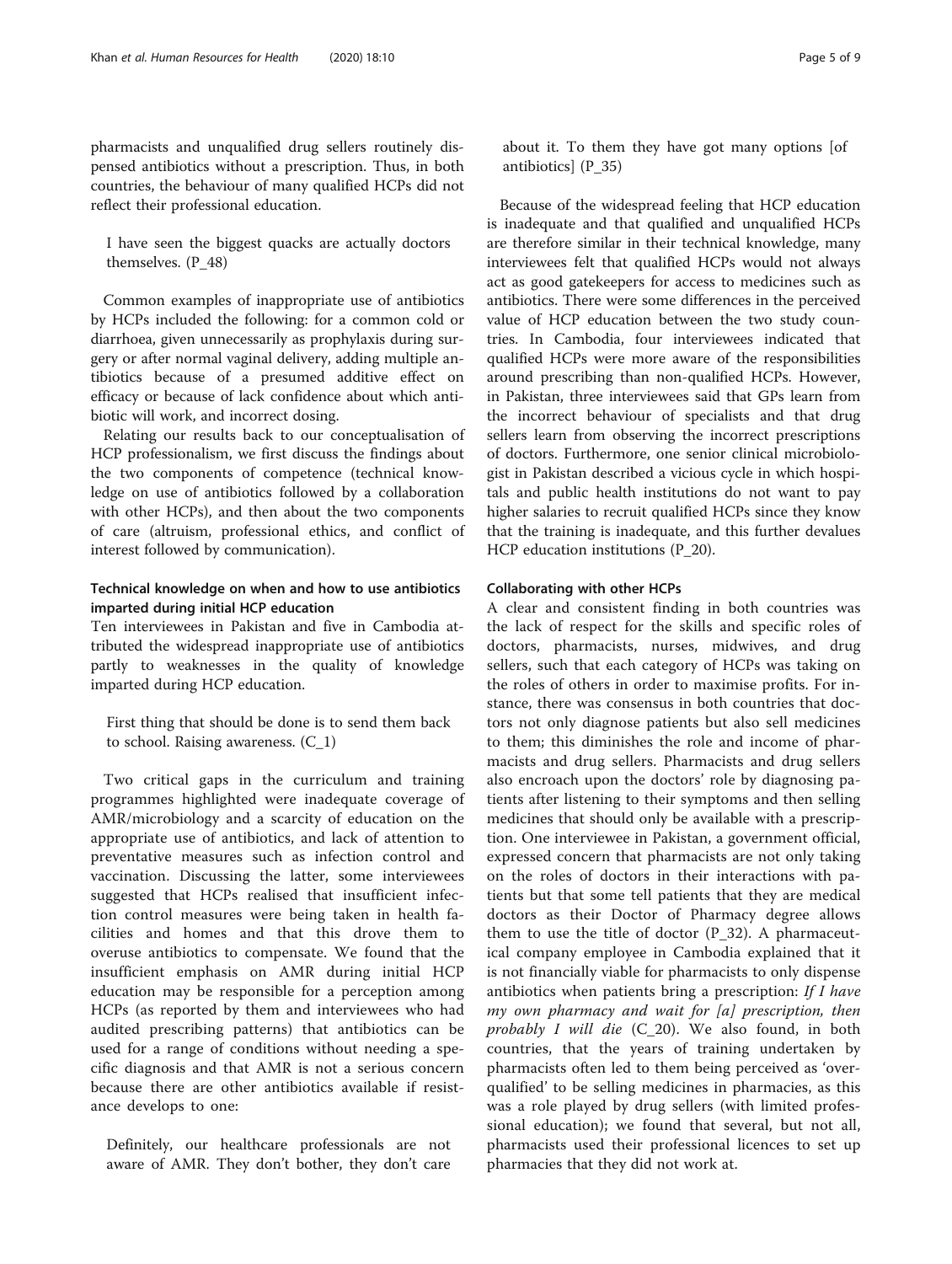pharmacists and unqualified drug sellers routinely dispensed antibiotics without a prescription. Thus, in both countries, the behaviour of many qualified HCPs did not reflect their professional education.

> I have seen the biggest quacks are actually doctors themselves. (P_48)

Common examples of inappropriate use of antibiotics by HCPs included the following: for a common cold or diarrhoea, given unnecessarily as prophylaxis during surgery or after normal vaginal delivery, adding multiple antibiotics because of a presumed additive effect on efficacy or because of lack confidence about which antibiotic will work, and incorrect dosing.

Relating our results back to our conceptualisation of HCP professionalism, we first discuss the findings about the two components of competence (technical knowledge on use of antibiotics followed by a collaboration with other HCPs), and then about the two components of care (altruism, professional ethics, and conflict of interest followed by communication).

### Technical knowledge on when and how to use antibiotics imparted during initial HCP education

Ten interviewees in Pakistan and five in Cambodia attributed the widespread inappropriate use of antibiotics partly to weaknesses in the quality of knowledge imparted during HCP education.

> First thing that should be done is to send them back to school. Raising awareness. (C_1)

Two critical gaps in the curriculum and training programmes highlighted were inadequate coverage of AMR/microbiology and a scarcity of education on the appropriate use of antibiotics, and lack of attention to preventative measures such as infection control and vaccination. Discussing the latter, some interviewees suggested that HCPs realised that insufficient infection control measures were being taken in health facilities and homes and that this drove them to overuse antibiotics to compensate. We found that the insufficient emphasis on AMR during initial HCP education may be responsible for a perception among HCPs (as reported by them and interviewees who had audited prescribing patterns) that antibiotics can be used for a range of conditions without needing a specific diagnosis and that AMR is not a serious concern because there are other antibiotics available if resistance develops to one:

> Definitely, our healthcare professionals are not aware of AMR. They don't bother, they don't care about it. To them they have got many options [of antibiotics] (P_35)

Because of the widespread feeling that HCP education is inadequate and that qualified and unqualified HCPs are therefore similar in their technical knowledge, many interviewees felt that qualified HCPs would not always act as good gatekeepers for access to medicines such as antibiotics. There were some differences in the perceived value of HCP education between the two study countries. In Cambodia, four interviewees indicated that qualified HCPs were more aware of the responsibilities around prescribing than non-qualified HCPs. However, in Pakistan, three interviewees said that GPs learn from the incorrect behaviour of specialists and that drug sellers learn from observing the incorrect prescriptions of doctors. Furthermore, one senior clinical microbiologist in Pakistan described a vicious cycle in which hospitals and public health institutions do not want to pay higher salaries to recruit qualified HCPs since they know that the training is inadequate, and this further devalues HCP education institutions (P_20).

### Collaborating with other HCPs

A clear and consistent finding in both countries was the lack of respect for the skills and specific roles of doctors, pharmacists, nurses, midwives, and drug sellers, such that each category of HCPs was taking on the roles of others in order to maximise profits. For instance, there was consensus in both countries that doctors not only diagnose patients but also sell medicines to them; this diminishes the role and income of pharmacists and drug sellers. Pharmacists and drug sellers also encroach upon the doctors' role by diagnosing patients after listening to their symptoms and then selling medicines that should only be available with a prescription. One interviewee in Pakistan, a government official, expressed concern that pharmacists are not only taking on the roles of doctors in their interactions with patients but that some tell patients that they are medical doctors as their Doctor of Pharmacy degree allows them to use the title of doctor (P_32). A pharmaceutical company employee in Cambodia explained that it is not financially viable for pharmacists to only dispense antibiotics when patients bring a prescription: *If I have my own pharmacy and wait for [a] prescription, then probably I will die* (C_20). We also found, in both countries, that the years of training undertaken by pharmacists often led to them being perceived as 'over-qualified' to be selling medicines in pharmacies, as this was a role played by drug sellers (with limited professional education); we found that several, but not all, pharmacists used their professional licences to set up pharmacies that they did not work at.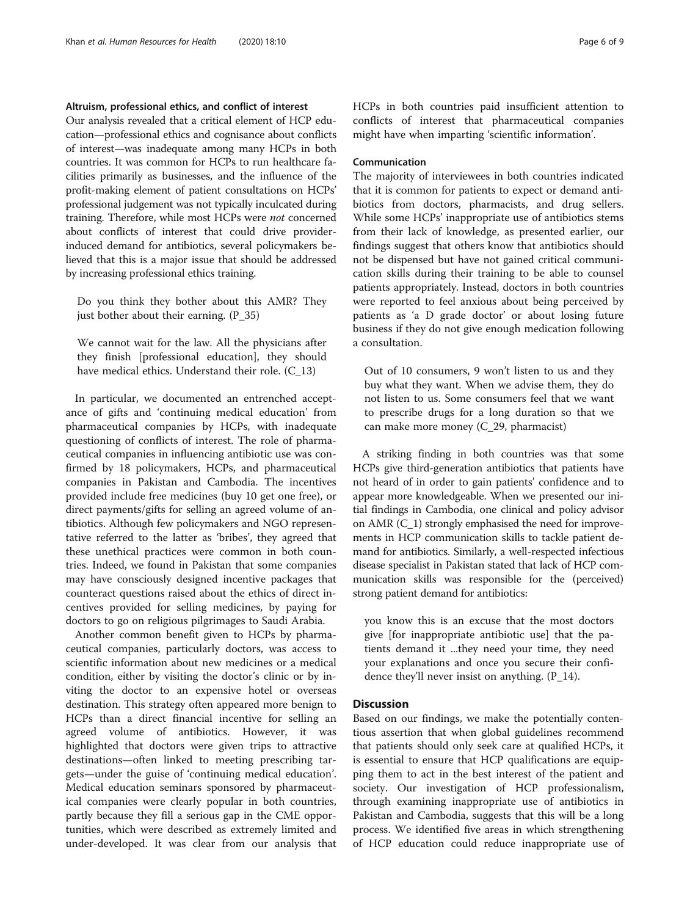### Altruism, professional ethics, and conflict of interest

Our analysis revealed that a critical element of HCP education—professional ethics and cognisance about conflicts of interest—was inadequate among many HCPs in both countries. It was common for HCPs to run healthcare facilities primarily as businesses, and the influence of the profit-making element of patient consultations on HCPs' professional judgement was not typically inculcated during training. Therefore, while most HCPs were *not* concerned about conflicts of interest that could drive provider-induced demand for antibiotics, several policymakers believed that this is a major issue that should be addressed by increasing professional ethics training.

> Do you think they bother about this AMR? They just bother about their earning. (P_35)

> We cannot wait for the law. All the physicians after they finish [professional education], they should have medical ethics. Understand their role. (C_13)

In particular, we documented an entrenched acceptance of gifts and 'continuing medical education' from pharmaceutical companies by HCPs, with inadequate questioning of conflicts of interest. The role of pharmaceutical companies in influencing antibiotic use was confirmed by 18 policymakers, HCPs, and pharmaceutical companies in Pakistan and Cambodia. The incentives provided include free medicines (buy 10 get one free), or direct payments/gifts for selling an agreed volume of antibiotics. Although few policymakers and NGO representative referred to the latter as 'bribes', they agreed that these unethical practices were common in both countries. Indeed, we found in Pakistan that some companies may have consciously designed incentive packages that counteract questions raised about the ethics of direct incentives provided for selling medicines, by paying for doctors to go on religious pilgrimages to Saudi Arabia.

Another common benefit given to HCPs by pharmaceutical companies, particularly doctors, was access to scientific information about new medicines or a medical condition, either by visiting the doctor's clinic or by inviting the doctor to an expensive hotel or overseas destination. This strategy often appeared more benign to HCPs than a direct financial incentive for selling an agreed volume of antibiotics. However, it was highlighted that doctors were given trips to attractive destinations—often linked to meeting prescribing targets—under the guise of 'continuing medical education'. Medical education seminars sponsored by pharmaceutical companies were clearly popular in both countries, partly because they fill a serious gap in the CME opportunities, which were described as extremely limited and under-developed. It was clear from our analysis that HCPs in both countries paid insufficient attention to conflicts of interest that pharmaceutical companies might have when imparting 'scientific information'.

### Communication

The majority of interviewees in both countries indicated that it is common for patients to expect or demand antibiotics from doctors, pharmacists, and drug sellers. While some HCPs' inappropriate use of antibiotics stems from their lack of knowledge, as presented earlier, our findings suggest that others know that antibiotics should not be dispensed but have not gained critical communication skills during their training to be able to counsel patients appropriately. Instead, doctors in both countries were reported to feel anxious about being perceived by patients as 'a D grade doctor' or about losing future business if they do not give enough medication following a consultation.

> Out of 10 consumers, 9 won't listen to us and they buy what they want. When we advise them, they do not listen to us. Some consumers feel that we want to prescribe drugs for a long duration so that we can make more money (C_29, pharmacist)

A striking finding in both countries was that some HCPs give third-generation antibiotics that patients have not heard of in order to gain patients' confidence and to appear more knowledgeable. When we presented our initial findings in Cambodia, one clinical and policy advisor on AMR (C_1) strongly emphasised the need for improvements in HCP communication skills to tackle patient demand for antibiotics. Similarly, a well-respected infectious disease specialist in Pakistan stated that lack of HCP communication skills was responsible for the (perceived) strong patient demand for antibiotics:

> you know this is an excuse that the most doctors give [for inappropriate antibiotic use] that the patients demand it ...they need your time, they need your explanations and once you secure their confidence they'll never insist on anything. (P_14).

## Discussion

Based on our findings, we make the potentially contentious assertion that when global guidelines recommend that patients should only seek care at qualified HCPs, it is essential to ensure that HCP qualifications are equipping them to act in the best interest of the patient and society. Our investigation of HCP professionalism, through examining inappropriate use of antibiotics in Pakistan and Cambodia, suggests that this will be a long process. We identified five areas in which strengthening of HCP education could reduce inappropriate use of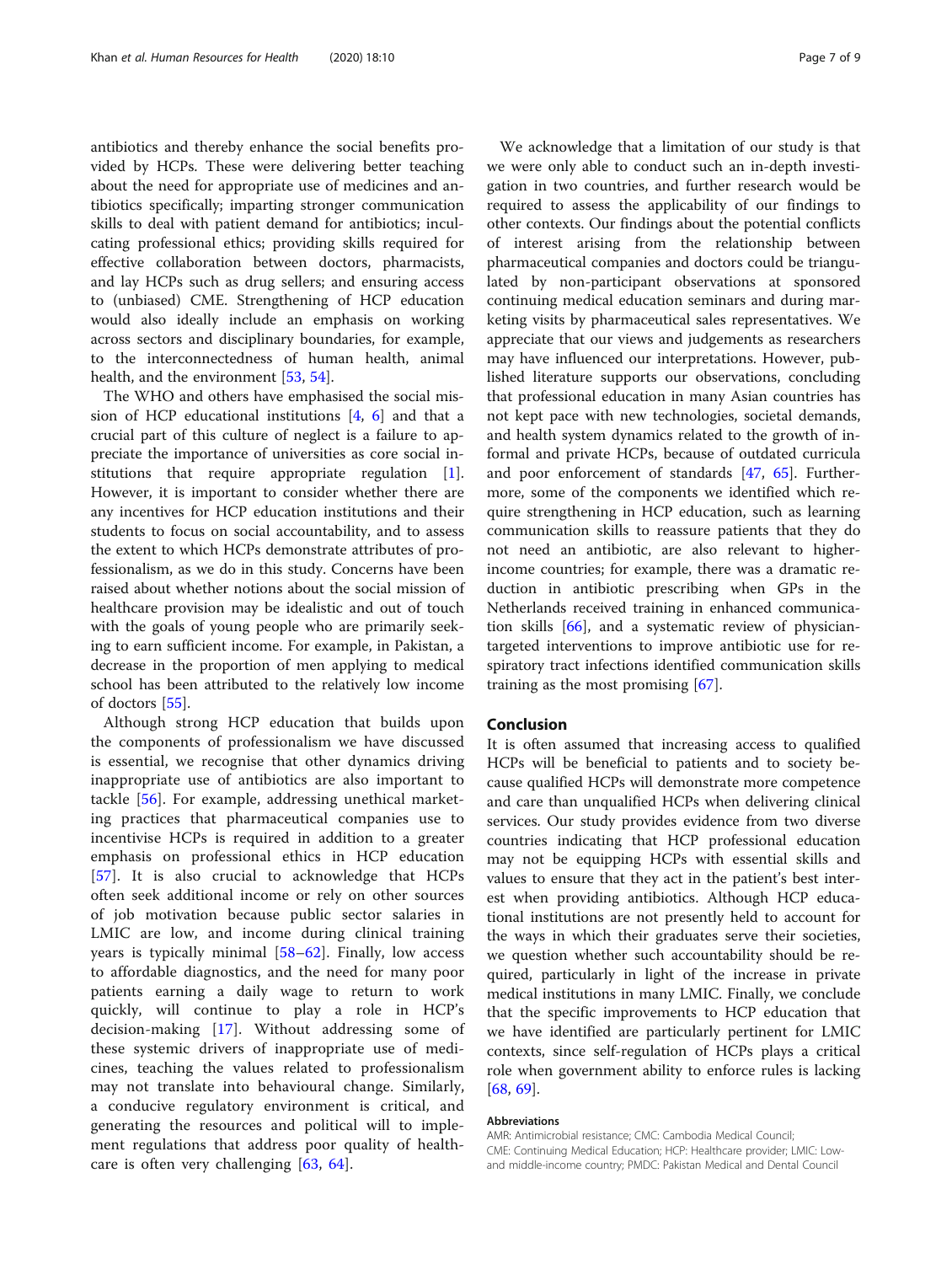antibiotics and thereby enhance the social benefits provided by HCPs. These were delivering better teaching about the need for appropriate use of medicines and antibiotics specifically; imparting stronger communication skills to deal with patient demand for antibiotics; inculcating professional ethics; providing skills required for effective collaboration between doctors, pharmacists, and lay HCPs such as drug sellers; and ensuring access to (unbiased) CME. Strengthening of HCP education would also ideally include an emphasis on working across sectors and disciplinary boundaries, for example, to the interconnectedness of human health, animal health, and the environment [53, 54].

The WHO and others have emphasised the social mission of HCP educational institutions [4, 6] and that a crucial part of this culture of neglect is a failure to appreciate the importance of universities as core social institutions that require appropriate regulation [1]. However, it is important to consider whether there are any incentives for HCP education institutions and their students to focus on social accountability, and to assess the extent to which HCPs demonstrate attributes of professionalism, as we do in this study. Concerns have been raised about whether notions about the social mission of healthcare provision may be idealistic and out of touch with the goals of young people who are primarily seeking to earn sufficient income. For example, in Pakistan, a decrease in the proportion of men applying to medical school has been attributed to the relatively low income of doctors [55].

Although strong HCP education that builds upon the components of professionalism we have discussed is essential, we recognise that other dynamics driving inappropriate use of antibiotics are also important to tackle [56]. For example, addressing unethical marketing practices that pharmaceutical companies use to incentivise HCPs is required in addition to a greater emphasis on professional ethics in HCP education [57]. It is also crucial to acknowledge that HCPs often seek additional income or rely on other sources of job motivation because public sector salaries in LMIC are low, and income during clinical training years is typically minimal [58–62]. Finally, low access to affordable diagnostics, and the need for many poor patients earning a daily wage to return to work quickly, will continue to play a role in HCP's decision-making [17]. Without addressing some of these systemic drivers of inappropriate use of medicines, teaching the values related to professionalism may not translate into behavioural change. Similarly, a conducive regulatory environment is critical, and generating the resources and political will to implement regulations that address poor quality of healthcare is often very challenging [63, 64].

We acknowledge that a limitation of our study is that we were only able to conduct such an in-depth investigation in two countries, and further research would be required to assess the applicability of our findings to other contexts. Our findings about the potential conflicts of interest arising from the relationship between pharmaceutical companies and doctors could be triangulated by non-participant observations at sponsored continuing medical education seminars and during marketing visits by pharmaceutical sales representatives. We appreciate that our views and judgements as researchers may have influenced our interpretations. However, published literature supports our observations, concluding that professional education in many Asian countries has not kept pace with new technologies, societal demands, and health system dynamics related to the growth of informal and private HCPs, because of outdated curricula and poor enforcement of standards [47, 65]. Furthermore, some of the components we identified which require strengthening in HCP education, such as learning communication skills to reassure patients that they do not need an antibiotic, are also relevant to higher-income countries; for example, there was a dramatic reduction in antibiotic prescribing when GPs in the Netherlands received training in enhanced communication skills [66], and a systematic review of physician-targeted interventions to improve antibiotic use for respiratory tract infections identified communication skills training as the most promising [67].

## Conclusion

It is often assumed that increasing access to qualified HCPs will be beneficial to patients and to society because qualified HCPs will demonstrate more competence and care than unqualified HCPs when delivering clinical services. Our study provides evidence from two diverse countries indicating that HCP professional education may not be equipping HCPs with essential skills and values to ensure that they act in the patient's best interest when providing antibiotics. Although HCP educational institutions are not presently held to account for the ways in which their graduates serve their societies, we question whether such accountability should be required, particularly in light of the increase in private medical institutions in many LMIC. Finally, we conclude that the specific improvements to HCP education that we have identified are particularly pertinent for LMIC contexts, since self-regulation of HCPs plays a critical role when government ability to enforce rules is lacking [68, 69].

#### Abbreviations

AMR: Antimicrobial resistance; CMC: Cambodia Medical Council; CME: Continuing Medical Education; HCP: Healthcare provider; LMIC: Low- and middle-income country; PMDC: Pakistan Medical and Dental Council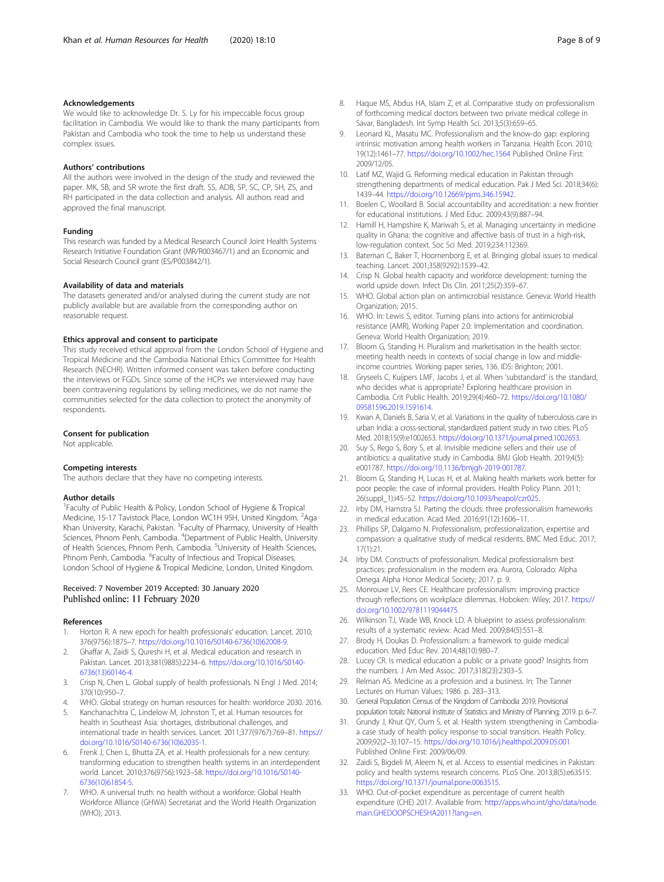### Acknowledgements

We would like to acknowledge Dr. S. Ly for his impeccable focus group facilitation in Cambodia. We would like to thank the many participants from Pakistan and Cambodia who took the time to help us understand these complex issues.

### Authors' contributions

All the authors were involved in the design of the study and reviewed the paper. MK, SB, and SR wrote the first draft. SS, ADB, SP, SC, CP, SH, ZS, and RH participated in the data collection and analysis. All authors read and approved the final manuscript.

### Funding

This research was funded by a Medical Research Council Joint Health Systems Research Initiative Foundation Grant (MR/R003467/1) and an Economic and Social Research Council grant (ES/P003842/1).

### Availability of data and materials

The datasets generated and/or analysed during the current study are not publicly available but are available from the corresponding author on reasonable request.

### Ethics approval and consent to participate

This study received ethical approval from the London School of Hygiene and Tropical Medicine and the Cambodia National Ethics Committee for Health Research (NECHR). Written informed consent was taken before conducting the interviews or FGDs. Since some of the HCPs we interviewed may have been contravening regulations by selling medicines, we do not name the communities selected for the data collection to protect the anonymity of respondents.

### Consent for publication

Not applicable.

### Competing interests

The authors declare that they have no competing interests.

### Author details

[1]Faculty of Public Health & Policy, London School of Hygiene & Tropical Medicine, 15-17 Tavistock Place, London WC1H 9SH, United Kingdom. [2]Aga Khan University, Karachi, Pakistan. [3]Faculty of Pharmacy, University of Health Sciences, Phnom Penh, Cambodia. [4]Department of Public Health, University of Health Sciences, Phnom Penh, Cambodia. [5]University of Health Sciences, Phnom Penh, Cambodia. [6]Faculty of Infectious and Tropical Diseases, London School of Hygiene & Tropical Medicine, London, United Kingdom.

Received: 7 November 2019 Accepted: 30 January 2020
Published online: 11 February 2020

### References

1. Horton R. A new epoch for health professionals' education. Lancet. 2010; 376(9756):1875–7. https://doi.org/10.1016/S0140-6736(10)62008-9.
2. Ghaffar A, Zaidi S, Qureshi H, et al. Medical education and research in Pakistan. Lancet. 2013;381(9885):2234–6. https://doi.org/10.1016/S0140-6736(13)60146-4.
3. Crisp N, Chen L. Global supply of health professionals. N Engl J Med. 2014; 370(10):950–7.
4. WHO. Global strategy on human resources for health: workforce 2030. 2016.
5. Kanchanachitra C, Lindelow M, Johnston T, et al. Human resources for health in Southeast Asia: shortages, distributional challenges, and international trade in health services. Lancet. 2011;377(9767):769–81. https://doi.org/10.1016/S0140-6736(10)62035-1.
6. Frenk J, Chen L, Bhutta ZA, et al. Health professionals for a new century: transforming education to strengthen health systems in an interdependent world. Lancet. 2010;376(9756):1923–58. https://doi.org/10.1016/S0140-6736(10)61854-5.
7. WHO. A universal truth: no health without a workforce: Global Health Workforce Alliance (GHWA) Secretariat and the World Health Organization (WHO), 2013.
8. Haque MS, Abdus HA, Islam Z, et al. Comparative study on professionalism of forthcoming medical doctors between two private medical college in Savar, Bangladesh. Int Symp Health Sci. 2013;5(3):659–65.
9. Leonard KL, Masatu MC. Professionalism and the know-do gap: exploring intrinsic motivation among health workers in Tanzania. Health Econ. 2010; 19(12):1461–77. https://doi.org/10.1002/hec.1564 Published Online First: 2009/12/05.
10. Latif MZ, Wajid G. Reforming medical education in Pakistan through strengthening departments of medical education. Pak J Med Sci. 2018;34(6): 1439–44. https://doi.org/10.12669/pjms.346.15942.
11. Boelen C, Woollard B. Social accountability and accreditation: a new frontier for educational institutions. J Med Educ. 2009;43(9):887–94.
12. Hamill H, Hampshire K, Mariwah S, et al. Managing uncertainty in medicine quality in Ghana: the cognitive and affective basis of trust in a high-risk, low-regulation context. Soc Sci Med. 2019;234:112369.
13. Bateman C, Baker T, Hoornenborg E, et al. Bringing global issues to medical teaching. Lancet. 2001;358(9292):1539–42.
14. Crisp N. Global health capacity and workforce development: turning the world upside down. Infect Dis Clin. 2011;25(2):359–67.
15. WHO. Global action plan on antimicrobial resistance. Geneva: World Health Organization; 2015.
16. WHO. In: Lewis S, editor. Turning plans into actions for antimicrobial resistance (AMR), Working Paper 2.0: Implementation and coordination. Geneva: World Health Organization; 2019.
17. Bloom G, Standing H. Pluralism and marketisation in the health sector: meeting health needs in contexts of social change in low and middle-income countries. Working paper series, 136. IDS: Brighton; 2001.
18. Gryseels C, Kuijpers LMF, Jacobs J, et al. When 'substandard' is the standard, who decides what is appropriate? Exploring healthcare provision in Cambodia. Crit Public Health. 2019;29(4):460–72. https://doi.org/10.1080/09581596.2019.1591614.
19. Kwan A, Daniels B, Saria V, et al. Variations in the quality of tuberculosis care in urban India: a cross-sectional, standardized patient study in two cities. PLoS Med. 2018;15(9):e1002653. https://doi.org/10.1371/journal.pmed.1002653.
20. Suy S, Rego S, Bory S, et al. Invisible medicine sellers and their use of antibiotics: a qualitative study in Cambodia. BMJ Glob Health. 2019;4(5): e001787. https://doi.org/10.1136/bmjgh-2019-001787.
21. Bloom G, Standing H, Lucas H, et al. Making health markets work better for poor people: the case of informal providers. Health Policy Plann. 2011; 26(suppl_1):i45–52. https://doi.org/10.1093/heapol/czr025.
22. Irby DM, Hamstra SJ. Parting the clouds: three professionalism frameworks in medical education. Acad Med. 2016;91(12):1606–11.
23. Phillips SP, Dalgarno N. Professionalism, professionalization, expertise and compassion: a qualitative study of medical residents. BMC Med Educ. 2017; 17(1):21.
24. Irby DM. Constructs of professionalism. Medical professionalism best practices: professionalism in the modern era. Aurora, Colorado: Alpha Omega Alpha Honor Medical Society; 2017. p. 9.
25. Monrouxe LV, Rees CE. Healthcare professionalism: improving practice through reflections on workplace dilemmas. Hoboken: Wiley; 2017. https://doi.org/10.1002/9781119044475.
26. Wilkinson TJ, Wade WB, Knock LD. A blueprint to assess professionalism: results of a systematic review. Acad Med. 2009;84(5):551–8.
27. Brody H, Doukas D. Professionalism: a framework to guide medical education. Med Educ Rev. 2014;48(10):980–7.
28. Lucey CR. Is medical education a public or a private good? Insights from the numbers. J Am Med Assoc. 2017;318(23):2303–5.
29. Relman AS. Medicine as a profession and a business. In: The Tanner Lectures on Human Values; 1986. p. 283–313.
30. General Population Census of the Kingdom of Cambodia 2019. Provisional population totals: National Institute of Statistics and Ministry of Planning; 2019. p. 6–7.
31. Grundy J, Khut QY, Oum S, et al. Health system strengthening in Cambodia-a case study of health policy response to social transition. Health Policy. 2009;92(2–3):107–15. https://doi.org/10.1016/j.healthpol.2009.05.001 Published Online First: 2009/06/09.
32. Zaidi S, Bigdeli M, Aleem N, et al. Access to essential medicines in Pakistan: policy and health systems research concerns. PLoS One. 2013;8(5):e63515. https://doi.org/10.1371/journal.pone.0063515.
33. WHO. Out-of-pocket expenditure as percentage of current health expenditure (CHE) 2017. Available from: http://apps.who.int/gho/data/node.main.GHEDOOPSCHESHA2011?lang=en.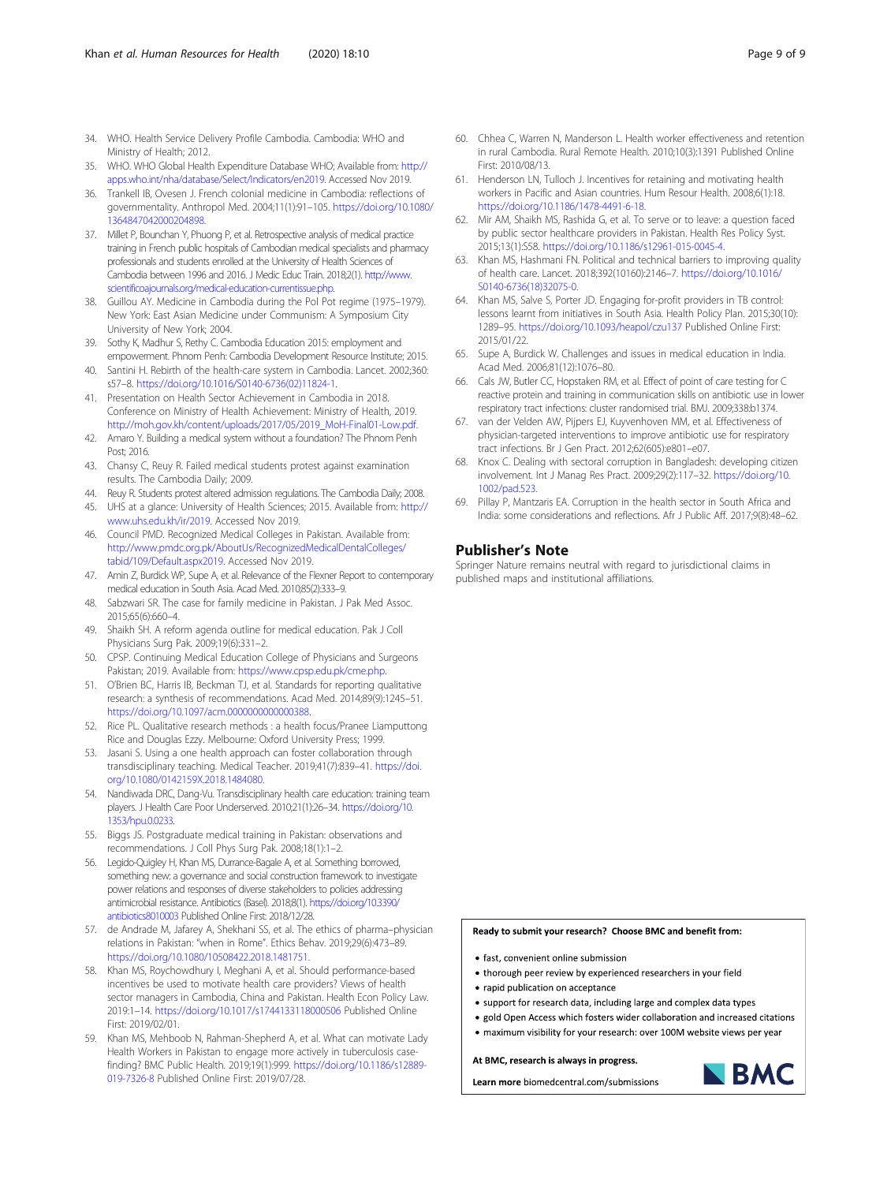34. WHO. Health Service Delivery Profile Cambodia. Cambodia: WHO and Ministry of Health; 2012.
35. WHO. WHO Global Health Expenditure Database WHO; Available from: http://apps.who.int/nha/database/Select/Indicators/en2019. Accessed Nov 2019.
36. Trankell IB, Ovesen J. French colonial medicine in Cambodia: reflections of governmentality. Anthropol Med. 2004;11(1):91–105. https://doi.org/10.1080/1364847042000204898.
37. Millet P, Bounchan Y, Phuong P, et al. Retrospective analysis of medical practice training in French public hospitals of Cambodian medical specialists and pharmacy professionals and students enrolled at the University of Health Sciences of Cambodia between 1996 and 2016. J Medic Educ Train. 2018;2(1). http://www.scientificoajournals.org/medical-education-currentissue.php.
38. Guillou AY. Medicine in Cambodia during the Pol Pot regime (1975–1979). New York: East Asian Medicine under Communism: A Symposium City University of New York; 2004.
39. Sothy K, Madhur S, Rethy C. Cambodia Education 2015: employment and empowerment. Phnom Penh: Cambodia Development Resource Institute; 2015.
40. Santini H. Rebirth of the health-care system in Cambodia. Lancet. 2002;360:s57–8. https://doi.org/10.1016/S0140-6736(02)11824-1.
41. Presentation on Health Sector Achievement in Cambodia in 2018. Conference on Ministry of Health Achievement: Ministry of Health, 2019. http://moh.gov.kh/content/uploads/2017/05/2019_MoH-Final01-Low.pdf.
42. Amaro Y. Building a medical system without a foundation? The Phnom Penh Post; 2016.
43. Chansy C, Reuy R. Failed medical students protest against examination results. The Cambodia Daily; 2009.
44. Reuy R. Students protest altered admission regulations. The Cambodia Daily; 2008.
45. UHS at a glance: University of Health Sciences; 2015. Available from: http://www.uhs.edu.kh/ir/2019. Accessed Nov 2019.
46. Council PMD. Recognized Medical Colleges in Pakistan. Available from: http://www.pmdc.org.pk/AboutUs/RecognizedMedicalDentalColleges/tabid/109/Default.aspx2019. Accessed Nov 2019.
47. Amin Z, Burdick WP, Supe A, et al. Relevance of the Flexner Report to contemporary medical education in South Asia. Acad Med. 2010;85(2):333–9.
48. Sabzwari SR. The case for family medicine in Pakistan. J Pak Med Assoc. 2015;65(6):660–4.
49. Shaikh SH. A reform agenda outline for medical education. Pak J Coll Physicians Surg Pak. 2009;19(6):331–2.
50. CPSP. Continuing Medical Education College of Physicians and Surgeons Pakistan; 2019. Available from: https://www.cpsp.edu.pk/cme.php.
51. O'Brien BC, Harris IB, Beckman TJ, et al. Standards for reporting qualitative research: a synthesis of recommendations. Acad Med. 2014;89(9):1245–51. https://doi.org/10.1097/acm.0000000000000388.
52. Rice PL. Qualitative research methods : a health focus/Pranee Liamputtong Rice and Douglas Ezzy. Melbourne: Oxford University Press; 1999.
53. Jasani S. Using a one health approach can foster collaboration through transdisciplinary teaching. Medical Teacher. 2019;41(7):839–41. https://doi.org/10.1080/0142159X.2018.1484080.
54. Nandiwada DRC, Dang-Vu. Transdisciplinary health care education: training team players. J Health Care Poor Underserved. 2010;21(1):26–34. https://doi.org/10.1353/hpu.0.0233.
55. Biggs JS. Postgraduate medical training in Pakistan: observations and recommendations. J Coll Phys Surg Pak. 2008;18(1):1–2.
56. Legido-Quigley H, Khan MS, Durrance-Bagale A, et al. Something borrowed, something new: a governance and social construction framework to investigate power relations and responses of diverse stakeholders to policies addressing antimicrobial resistance. Antibiotics (Basel). 2018;8(1). https://doi.org/10.3390/antibiotics8010003 Published Online First: 2018/12/28.
57. de Andrade M, Jafarey A, Shekhani SS, et al. The ethics of pharma–physician relations in Pakistan: "when in Rome". Ethics Behav. 2019;29(6):473–89. https://doi.org/10.1080/10508422.2018.1481751.
58. Khan MS, Roychowdhury I, Meghani A, et al. Should performance-based incentives be used to motivate health care providers? Views of health sector managers in Cambodia, China and Pakistan. Health Econ Policy Law. 2019:1–14. https://doi.org/10.1017/s1744133118000506 Published Online First: 2019/02/01.
59. Khan MS, Mehboob N, Rahman-Shepherd A, et al. What can motivate Lady Health Workers in Pakistan to engage more actively in tuberculosis case-finding? BMC Public Health. 2019;19(1):999. https://doi.org/10.1186/s12889-019-7326-8 Published Online First: 2019/07/28.
60. Chhea C, Warren N, Manderson L. Health worker effectiveness and retention in rural Cambodia. Rural Remote Health. 2010;10(3):1391 Published Online First: 2010/08/13.
61. Henderson LN, Tulloch J. Incentives for retaining and motivating health workers in Pacific and Asian countries. Hum Resour Health. 2008;6(1):18. https://doi.org/10.1186/1478-4491-6-18.
62. Mir AM, Shaikh MS, Rashida G, et al. To serve or to leave: a question faced by public sector healthcare providers in Pakistan. Health Res Policy Syst. 2015;13(1):S58. https://doi.org/10.1186/s12961-015-0045-4.
63. Khan MS, Hashmani FN. Political and technical barriers to improving quality of health care. Lancet. 2018;392(10160):2146–7. https://doi.org/10.1016/S0140-6736(18)32075-0.
64. Khan MS, Salve S, Porter JD. Engaging for-profit providers in TB control: lessons learnt from initiatives in South Asia. Health Policy Plan. 2015;30(10):1289–95. https://doi.org/10.1093/heapol/czu137 Published Online First: 2015/01/22.
65. Supe A, Burdick W. Challenges and issues in medical education in India. Acad Med. 2006;81(12):1076–80.
66. Cals JW, Butler CC, Hopstaken RM, et al. Effect of point of care testing for C reactive protein and training in communication skills on antibiotic use in lower respiratory tract infections: cluster randomised trial. BMJ. 2009;338:b1374.
67. van der Velden AW, Pijpers EJ, Kuyvenhoven MM, et al. Effectiveness of physician-targeted interventions to improve antibiotic use for respiratory tract infections. Br J Gen Pract. 2012;62(605):e801–e07.
68. Knox C. Dealing with sectoral corruption in Bangladesh: developing citizen involvement. Int J Manag Res Pract. 2009;29(2):117–32. https://doi.org/10.1002/pad.523.
69. Pillay P, Mantzaris EA. Corruption in the health sector in South Africa and India: some considerations and reflections. Afr J Public Aff. 2017;9(8):48–62.

## Publisher's Note

Springer Nature remains neutral with regard to jurisdictional claims in published maps and institutional affiliations.

**Ready to submit your research? Choose BMC and benefit from:**

- fast, convenient online submission
- thorough peer review by experienced researchers in your field
- rapid publication on acceptance
- support for research data, including large and complex data types
- gold Open Access which fosters wider collaboration and increased citations
- maximum visibility for your research: over 100M website views per year

**At BMC, research is always in progress.**

**Learn more** biomedcentral.com/submissions